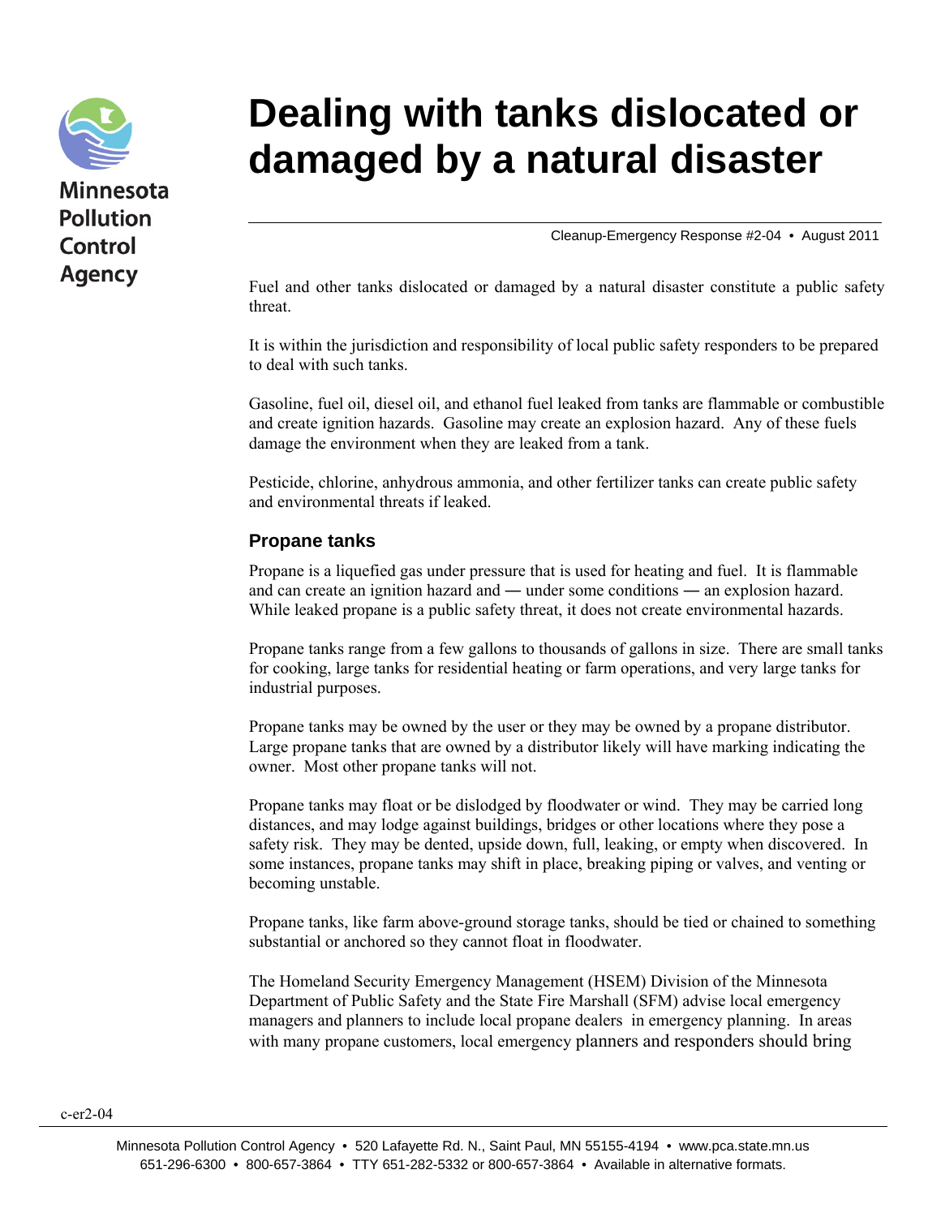Minnesota Pollution Control Agency

# Dealing with tanks dislocated or damaged by a natural disaster

Cleanup-Emergency Response #2-04 • August 2011

Fuel and other tanks dislocated or damaged by a natural disaster constitute a public safety threat.

It is within the jurisdiction and responsibility of local public safety responders to be prepared to deal with such tanks.

Gasoline, fuel oil, diesel oil, and ethanol fuel leaked from tanks are flammable or combustible and create ignition hazards. Gasoline may create an explosion hazard. Any of these fuels damage the environment when they are leaked from a tank.

Pesticide, chlorine, anhydrous ammonia, and other fertilizer tanks can create public safety and environmental threats if leaked.

## Propane tanks

Propane is a liquefied gas under pressure that is used for heating and fuel. It is flammable and can create an ignition hazard and — under some conditions — an explosion hazard. While leaked propane is a public safety threat, it does not create environmental hazards.

Propane tanks range from a few gallons to thousands of gallons in size. There are small tanks for cooking, large tanks for residential heating or farm operations, and very large tanks for industrial purposes.

Propane tanks may be owned by the user or they may be owned by a propane distributor. Large propane tanks that are owned by a distributor likely will have marking indicating the owner. Most other propane tanks will not.

Propane tanks may float or be dislodged by floodwater or wind. They may be carried long distances, and may lodge against buildings, bridges or other locations where they pose a safety risk. They may be dented, upside down, full, leaking, or empty when discovered. In some instances, propane tanks may shift in place, breaking piping or valves, and venting or becoming unstable.

Propane tanks, like farm above-ground storage tanks, should be tied or chained to something substantial or anchored so they cannot float in floodwater.

The Homeland Security Emergency Management (HSEM) Division of the Minnesota Department of Public Safety and the State Fire Marshall (SFM) advise local emergency managers and planners to include local propane dealers in emergency planning. In areas with many propane customers, local emergency planners and responders should bring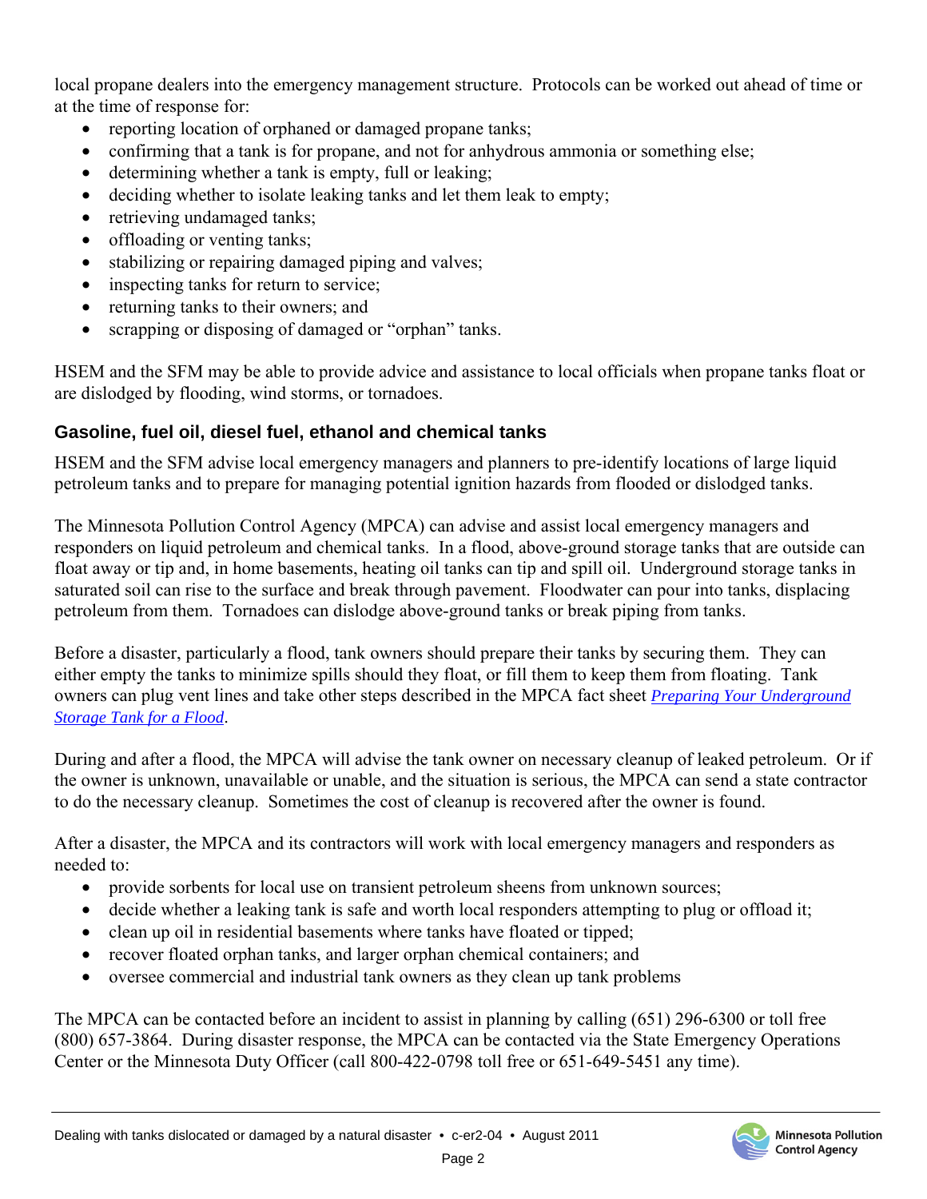local propane dealers into the emergency management structure. Protocols can be worked out ahead of time or at the time of response for:

- reporting location of orphaned or damaged propane tanks;
- confirming that a tank is for propane, and not for anhydrous ammonia or something else;
- determining whether a tank is empty, full or leaking;
- deciding whether to isolate leaking tanks and let them leak to empty;
- retrieving undamaged tanks;
- offloading or venting tanks;
- stabilizing or repairing damaged piping and valves;
- inspecting tanks for return to service;
- returning tanks to their owners; and
- scrapping or disposing of damaged or "orphan" tanks.

HSEM and the SFM may be able to provide advice and assistance to local officials when propane tanks float or are dislodged by flooding, wind storms, or tornadoes.

### Gasoline, fuel oil, diesel fuel, ethanol and chemical tanks

HSEM and the SFM advise local emergency managers and planners to pre-identify locations of large liquid petroleum tanks and to prepare for managing potential ignition hazards from flooded or dislodged tanks.

The Minnesota Pollution Control Agency (MPCA) can advise and assist local emergency managers and responders on liquid petroleum and chemical tanks. In a flood, above-ground storage tanks that are outside can float away or tip and, in home basements, heating oil tanks can tip and spill oil. Underground storage tanks in saturated soil can rise to the surface and break through pavement. Floodwater can pour into tanks, displacing petroleum from them. Tornadoes can dislodge above-ground tanks or break piping from tanks.

Before a disaster, particularly a flood, tank owners should prepare their tanks by securing them. They can either empty the tanks to minimize spills should they float, or fill them to keep them from floating. Tank owners can plug vent lines and take other steps described in the MPCA fact sheet *Preparing Your Underground Storage Tank for a Flood*.

During and after a flood, the MPCA will advise the tank owner on necessary cleanup of leaked petroleum. Or if the owner is unknown, unavailable or unable, and the situation is serious, the MPCA can send a state contractor to do the necessary cleanup. Sometimes the cost of cleanup is recovered after the owner is found.

After a disaster, the MPCA and its contractors will work with local emergency managers and responders as needed to:

- provide sorbents for local use on transient petroleum sheens from unknown sources;
- decide whether a leaking tank is safe and worth local responders attempting to plug or offload it;
- clean up oil in residential basements where tanks have floated or tipped;
- recover floated orphan tanks, and larger orphan chemical containers; and
- oversee commercial and industrial tank owners as they clean up tank problems

The MPCA can be contacted before an incident to assist in planning by calling (651) 296-6300 or toll free (800) 657-3864. During disaster response, the MPCA can be contacted via the State Emergency Operations Center or the Minnesota Duty Officer (call 800-422-0798 toll free or 651-649-5451 any time).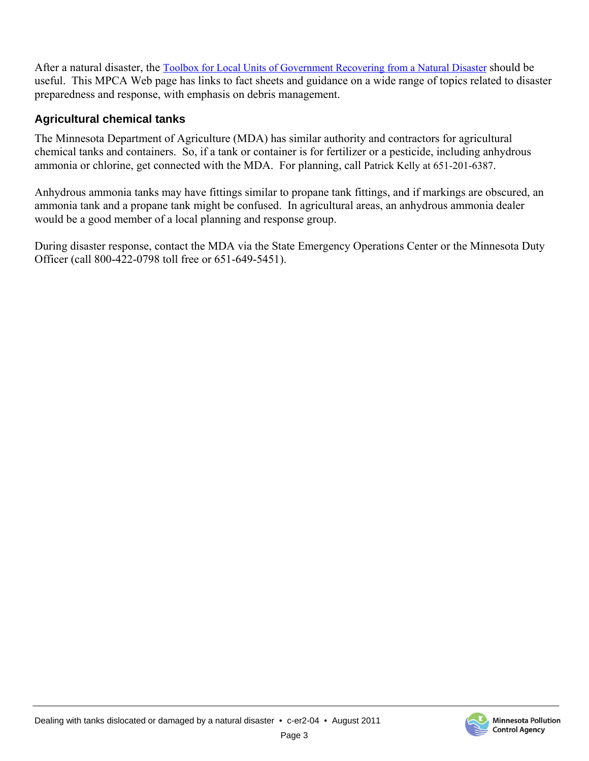After a natural disaster, the Toolbox for Local Units of Government Recovering from a Natural Disaster should be useful. This MPCA Web page has links to fact sheets and guidance on a wide range of topics related to disaster preparedness and response, with emphasis on debris management.

## Agricultural chemical tanks

The Minnesota Department of Agriculture (MDA) has similar authority and contractors for agricultural chemical tanks and containers. So, if a tank or container is for fertilizer or a pesticide, including anhydrous ammonia or chlorine, get connected with the MDA. For planning, call Patrick Kelly at 651-201-6387.

Anhydrous ammonia tanks may have fittings similar to propane tank fittings, and if markings are obscured, an ammonia tank and a propane tank might be confused. In agricultural areas, an anhydrous ammonia dealer would be a good member of a local planning and response group.

During disaster response, contact the MDA via the State Emergency Operations Center or the Minnesota Duty Officer (call 800-422-0798 toll free or 651-649-5451).